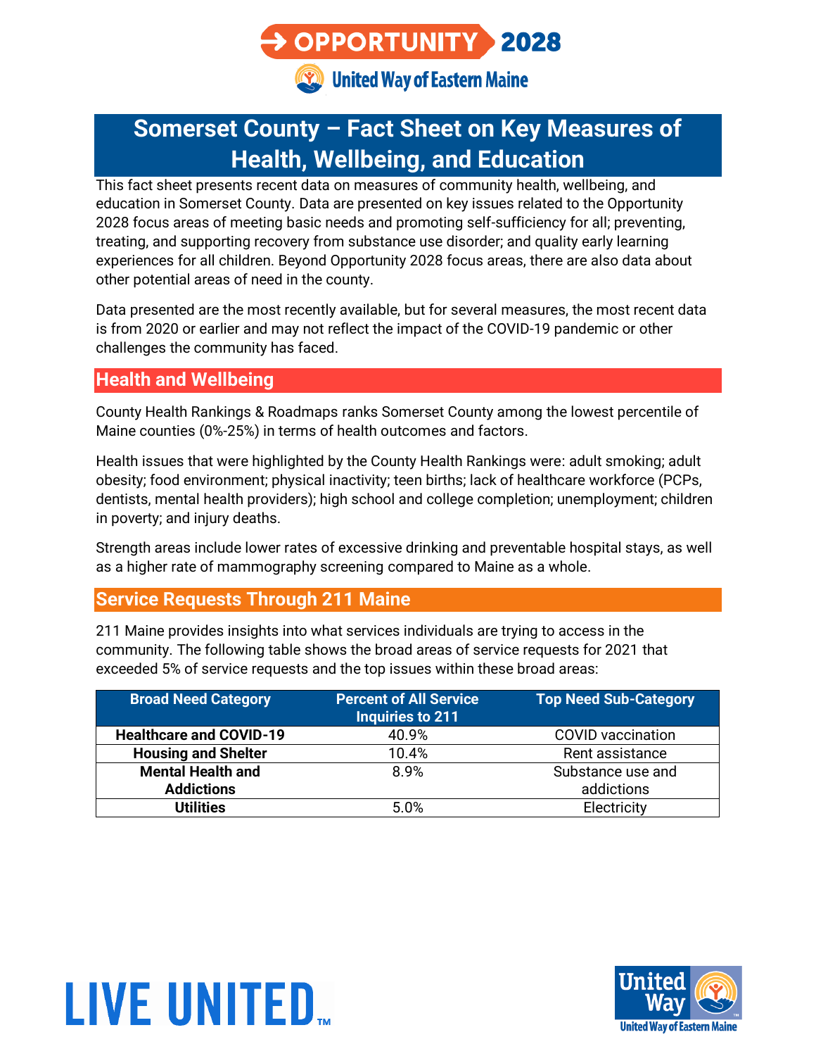# Somerset County – Fact Sheet on Key Measures of Health, Wellbeing, and Education

This fact sheet presents recent data on measures of community health, wellbeing, and education in Somerset County. Data are presented on key issues related to the Opportunity 2028 focus areas of meeting basic needs and promoting self-sufficiency for all; preventing, treating, and supporting recovery from substance use disorder; and quality early learning experiences for all children. Beyond Opportunity 2028 focus areas, there are also data about other potential areas of need in the county.

Data presented are the most recently available, but for several measures, the most recent data is from 2020 or earlier and may not reflect the impact of the COVID-19 pandemic or other challenges the community has faced.

## Health and Wellbeing

County Health Rankings & Roadmaps ranks Somerset County among the lowest percentile of Maine counties (0%-25%) in terms of health outcomes and factors.

Health issues that were highlighted by the County Health Rankings were: adult smoking; adult obesity; food environment; physical inactivity; teen births; lack of healthcare workforce (PCPs, dentists, mental health providers); high school and college completion; unemployment; children in poverty; and injury deaths.

Strength areas include lower rates of excessive drinking and preventable hospital stays, as well as a higher rate of mammography screening compared to Maine as a whole.

## Service Requests Through 211 Maine

211 Maine provides insights into what services individuals are trying to access in the community. The following table shows the broad areas of service requests for 2021 that exceeded 5% of service requests and the top issues within these broad areas:

| Broad Need Category | Percent of All Service Inquiries to 211 | Top Need Sub-Category |
|---|---|---|
| **Healthcare and COVID-19** | 40.9% | COVID vaccination |
| **Housing and Shelter** | 10.4% | Rent assistance |
| **Mental Health and Addictions** | 8.9% | Substance use and addictions |
| **Utilities** | 5.0% | Electricity |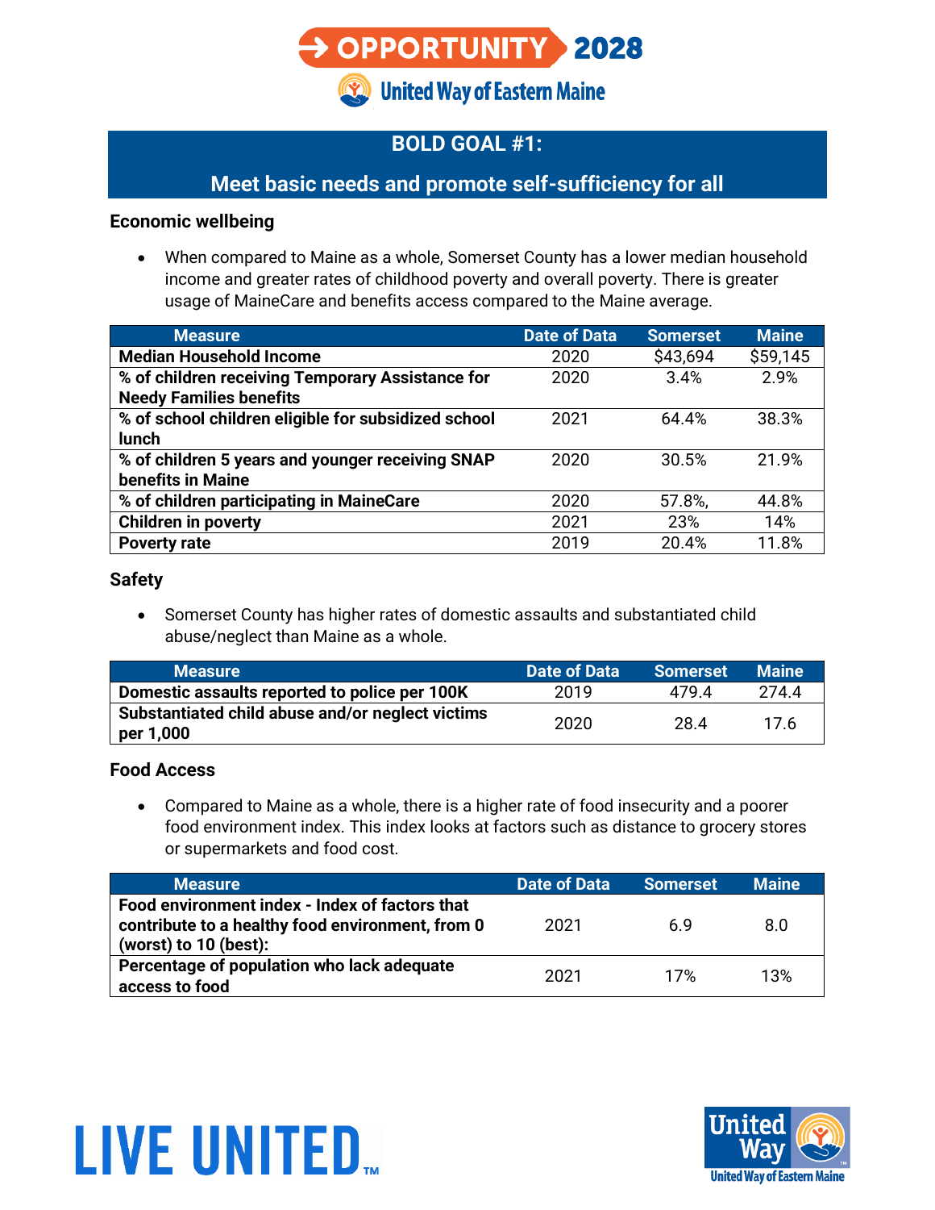OPPORTUNITY 2028

United Way of Eastern Maine

## BOLD GOAL #1:

## Meet basic needs and promote self-sufficiency for all

### Economic wellbeing

- When compared to Maine as a whole, Somerset County has a lower median household income and greater rates of childhood poverty and overall poverty. There is greater usage of MaineCare and benefits access compared to the Maine average.

| Measure | Date of Data | Somerset | Maine |
|---|---|---|---|
| **Median Household Income** | 2020 | $43,694 | $59,145 |
| **% of children receiving Temporary Assistance for Needy Families benefits** | 2020 | 3.4% | 2.9% |
| **% of school children eligible for subsidized school lunch** | 2021 | 64.4% | 38.3% |
| **% of children 5 years and younger receiving SNAP benefits in Maine** | 2020 | 30.5% | 21.9% |
| **% of children participating in MaineCare** | 2020 | 57.8%, | 44.8% |
| **Children in poverty** | 2021 | 23% | 14% |
| **Poverty rate** | 2019 | 20.4% | 11.8% |

### Safety

- Somerset County has higher rates of domestic assaults and substantiated child abuse/neglect than Maine as a whole.

| Measure | Date of Data | Somerset | Maine |
|---|---|---|---|
| **Domestic assaults reported to police per 100K** | 2019 | 479.4 | 274.4 |
| **Substantiated child abuse and/or neglect victims per 1,000** | 2020 | 28.4 | 17.6 |

### Food Access

- Compared to Maine as a whole, there is a higher rate of food insecurity and a poorer food environment index. This index looks at factors such as distance to grocery stores or supermarkets and food cost.

| Measure | Date of Data | Somerset | Maine |
|---|---|---|---|
| **Food environment index - Index of factors that contribute to a healthy food environment, from 0 (worst) to 10 (best):** | 2021 | 6.9 | 8.0 |
| **Percentage of population who lack adequate access to food** | 2021 | 17% | 13% |

LIVE UNITED™

United Way
United Way of Eastern Maine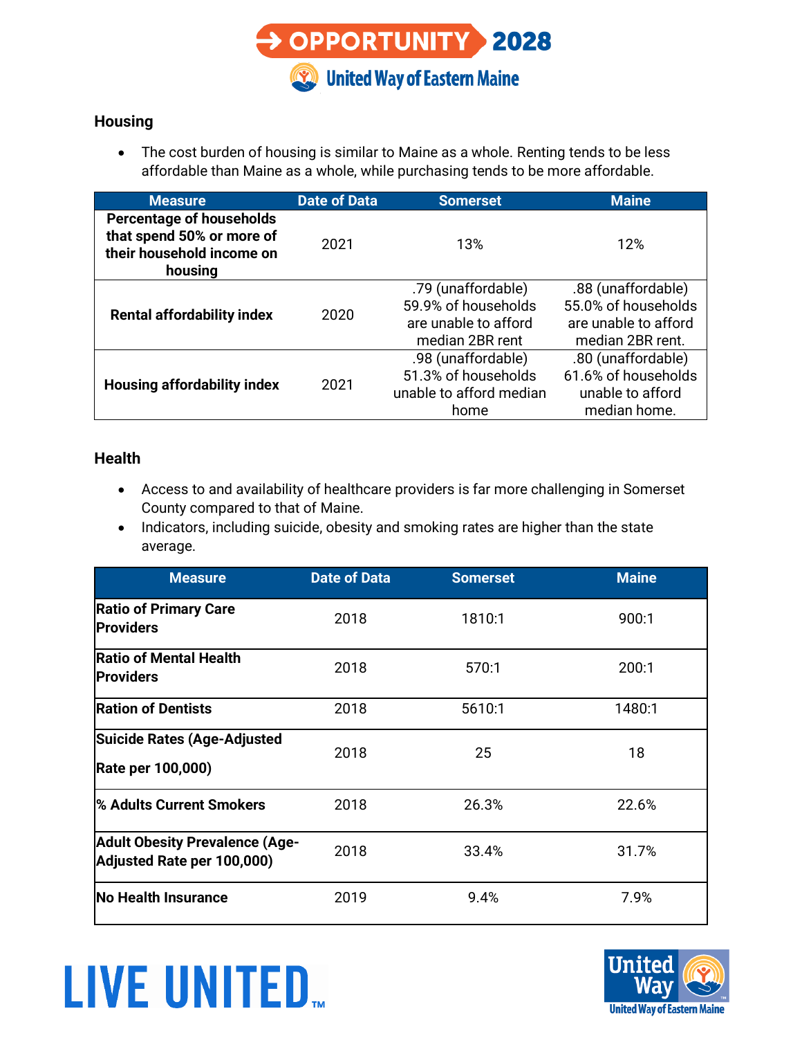## Housing

- The cost burden of housing is similar to Maine as a whole. Renting tends to be less affordable than Maine as a whole, while purchasing tends to be more affordable.

| Measure | Date of Data | Somerset | Maine |
|---|---|---|---|
| **Percentage of households that spend 50% or more of their household income on housing** | 2021 | 13% | 12% |
| **Rental affordability index** | 2020 | .79 (unaffordable) 59.9% of households are unable to afford median 2BR rent | .88 (unaffordable) 55.0% of households are unable to afford median 2BR rent. |
| **Housing affordability index** | 2021 | .98 (unaffordable) 51.3% of households unable to afford median home | .80 (unaffordable) 61.6% of households unable to afford median home. |

## Health

- Access to and availability of healthcare providers is far more challenging in Somerset County compared to that of Maine.
- Indicators, including suicide, obesity and smoking rates are higher than the state average.

| Measure | Date of Data | Somerset | Maine |
|---|---|---|---|
| **Ratio of Primary Care Providers** | 2018 | 1810:1 | 900:1 |
| **Ratio of Mental Health Providers** | 2018 | 570:1 | 200:1 |
| **Ration of Dentists** | 2018 | 5610:1 | 1480:1 |
| **Suicide Rates (Age-Adjusted Rate per 100,000)** | 2018 | 25 | 18 |
| **% Adults Current Smokers** | 2018 | 26.3% | 22.6% |
| **Adult Obesity Prevalence (Age-Adjusted Rate per 100,000)** | 2018 | 33.4% | 31.7% |
| **No Health Insurance** | 2019 | 9.4% | 7.9% |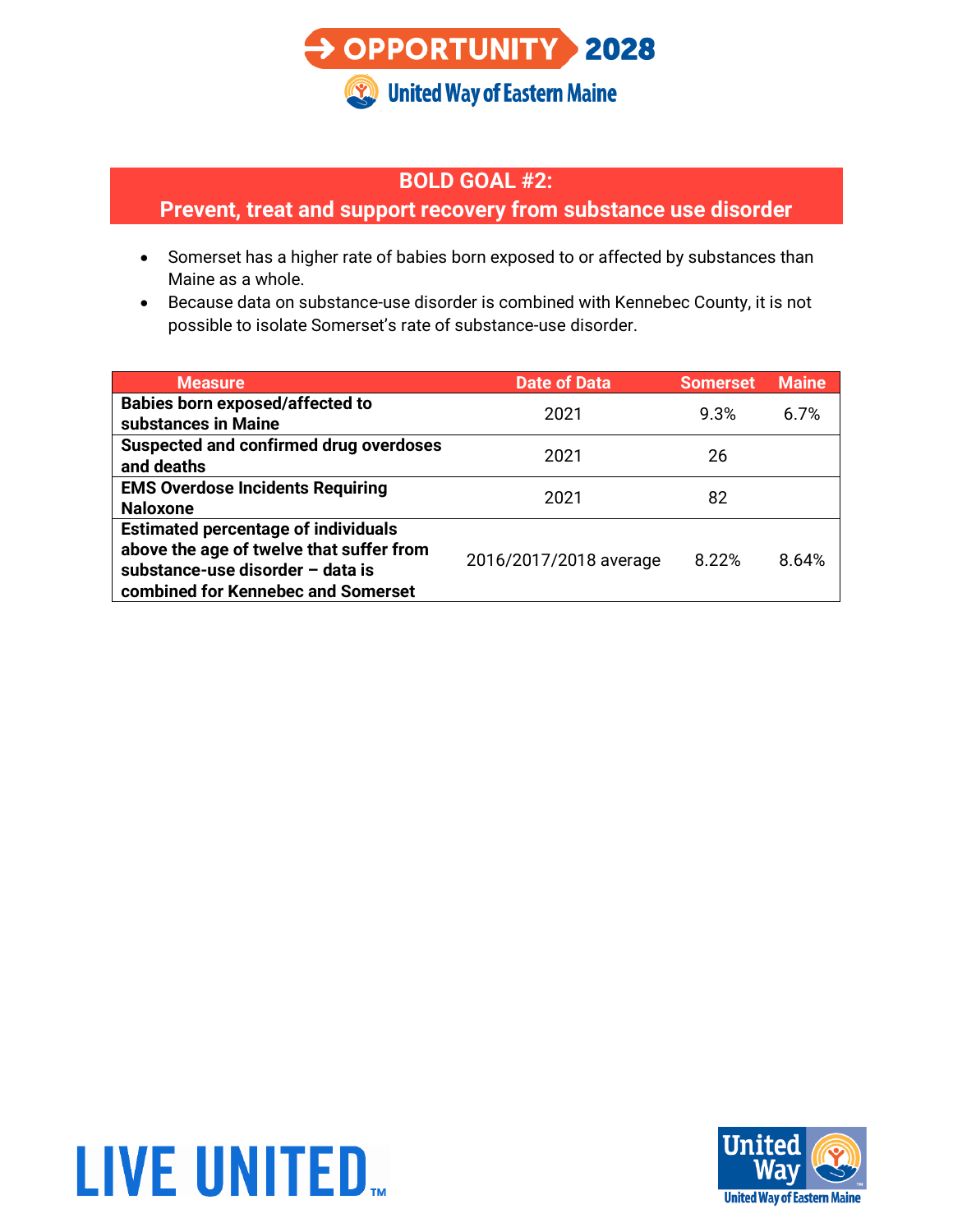## BOLD GOAL #2:
## Prevent, treat and support recovery from substance use disorder

- Somerset has a higher rate of babies born exposed to or affected by substances than Maine as a whole.
- Because data on substance-use disorder is combined with Kennebec County, it is not possible to isolate Somerset's rate of substance-use disorder.

| Measure | Date of Data | Somerset | Maine |
|---|---|---|---|
| **Babies born exposed/affected to substances in Maine** | 2021 | 9.3% | 6.7% |
| **Suspected and confirmed drug overdoses and deaths** | 2021 | 26 | |
| **EMS Overdose Incidents Requiring Naloxone** | 2021 | 82 | |
| **Estimated percentage of individuals above the age of twelve that suffer from substance-use disorder – data is combined for Kennebec and Somerset** | 2016/2017/2018 average | 8.22% | 8.64% |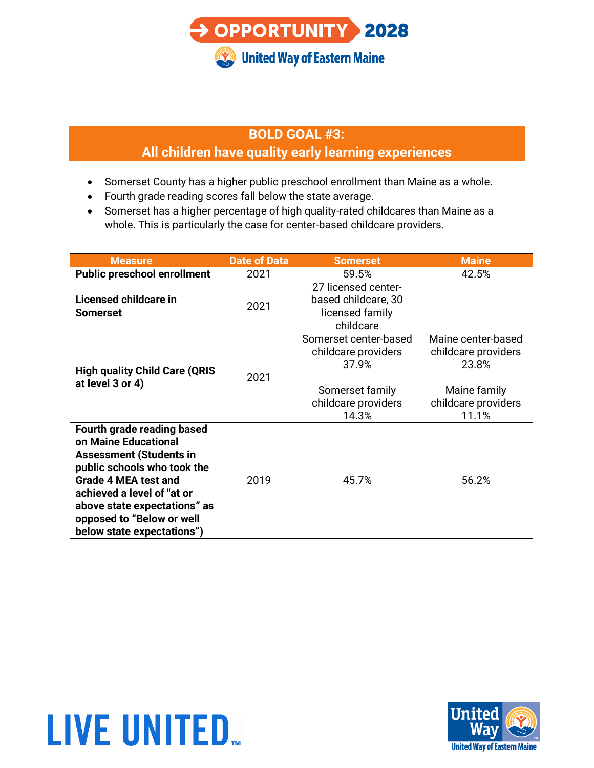## BOLD GOAL #3:
## All children have quality early learning experiences

- Somerset County has a higher public preschool enrollment than Maine as a whole.
- Fourth grade reading scores fall below the state average.
- Somerset has a higher percentage of high quality-rated childcares than Maine as a whole. This is particularly the case for center-based childcare providers.

| Measure | Date of Data | Somerset | Maine |
|---|---|---|---|
| **Public preschool enrollment** | 2021 | 59.5% | 42.5% |
| **Licensed childcare in Somerset** | 2021 | 27 licensed center-based childcare, 30 licensed family childcare | |
| **High quality Child Care (QRIS at level 3 or 4)** | 2021 | Somerset center-based childcare providers 37.9%<br><br>Somerset family childcare providers 14.3% | Maine center-based childcare providers 23.8%<br><br>Maine family childcare providers 11.1% |
| **Fourth grade reading based on Maine Educational Assessment (Students in public schools who took the Grade 4 MEA test and achieved a level of "at or above state expectations" as opposed to "Below or well below state expectations")** | 2019 | 45.7% | 56.2% |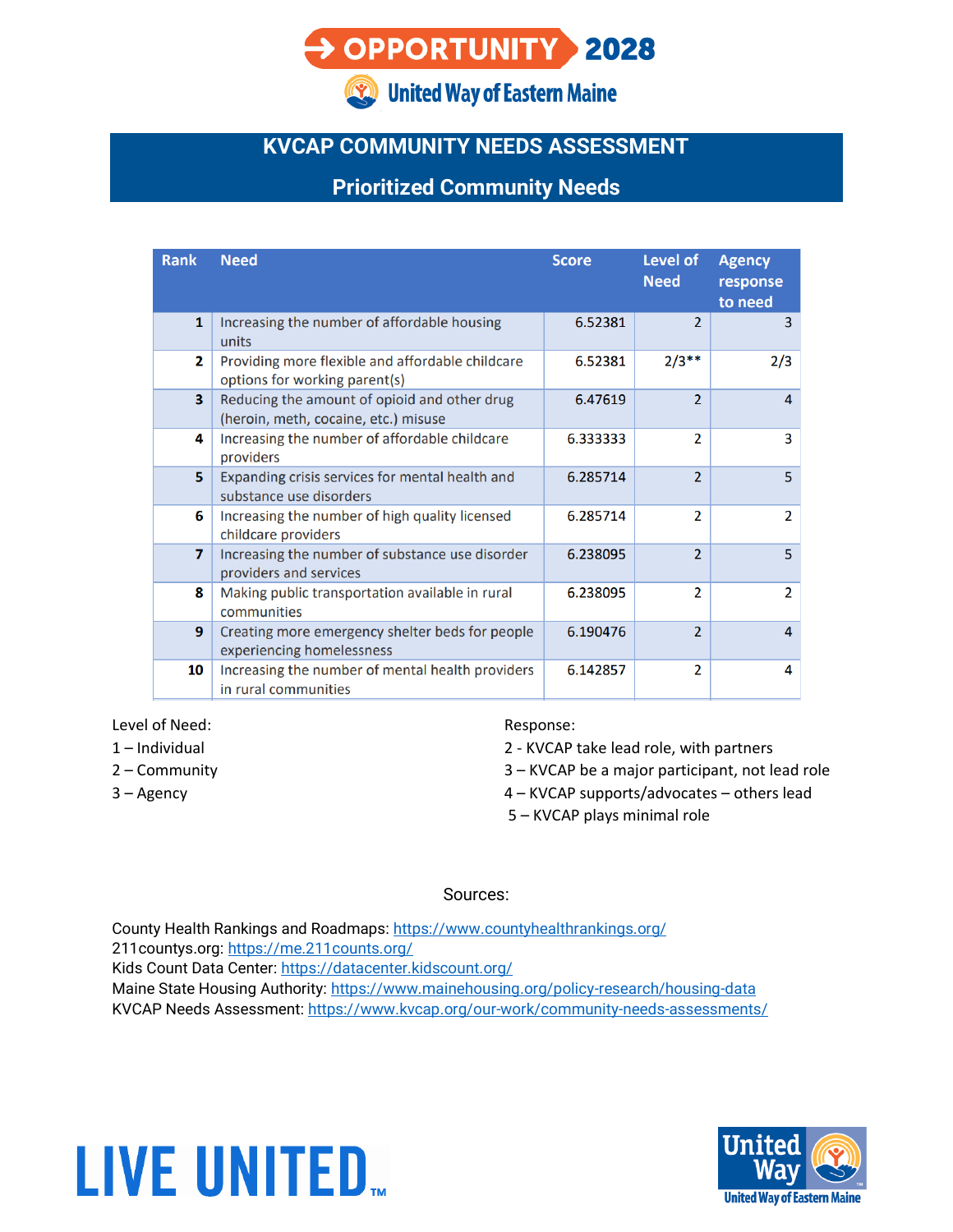# OPPORTUNITY 2028

United Way of Eastern Maine

## KVCAP COMMUNITY NEEDS ASSESSMENT

## Prioritized Community Needs

| Rank | Need | Score | Level of Need | Agency response to need |
|---|---|---|---|---|
| 1 | Increasing the number of affordable housing units | 6.52381 | 2 | 3 |
| 2 | Providing more flexible and affordable childcare options for working parent(s) | 6.52381 | 2/3** | 2/3 |
| 3 | Reducing the amount of opioid and other drug (heroin, meth, cocaine, etc.) misuse | 6.47619 | 2 | 4 |
| 4 | Increasing the number of affordable childcare providers | 6.333333 | 2 | 3 |
| 5 | Expanding crisis services for mental health and substance use disorders | 6.285714 | 2 | 5 |
| 6 | Increasing the number of high quality licensed childcare providers | 6.285714 | 2 | 2 |
| 7 | Increasing the number of substance use disorder providers and services | 6.238095 | 2 | 5 |
| 8 | Making public transportation available in rural communities | 6.238095 | 2 | 2 |
| 9 | Creating more emergency shelter beds for people experiencing homelessness | 6.190476 | 2 | 4 |
| 10 | Increasing the number of mental health providers in rural communities | 6.142857 | 2 | 4 |

Level of Need:
1 – Individual
2 – Community
3 – Agency

Response:
2 - KVCAP take lead role, with partners
3 – KVCAP be a major participant, not lead role
4 – KVCAP supports/advocates – others lead
5 – KVCAP plays minimal role

Sources:

County Health Rankings and Roadmaps: https://www.countyhealthrankings.org/
211countys.org: https://me.211counts.org/
Kids Count Data Center: https://datacenter.kidscount.org/
Maine State Housing Authority: https://www.mainehousing.org/policy-research/housing-data
KVCAP Needs Assessment: https://www.kvcap.org/our-work/community-needs-assessments/

LIVE UNITED™

United Way
United Way of Eastern Maine